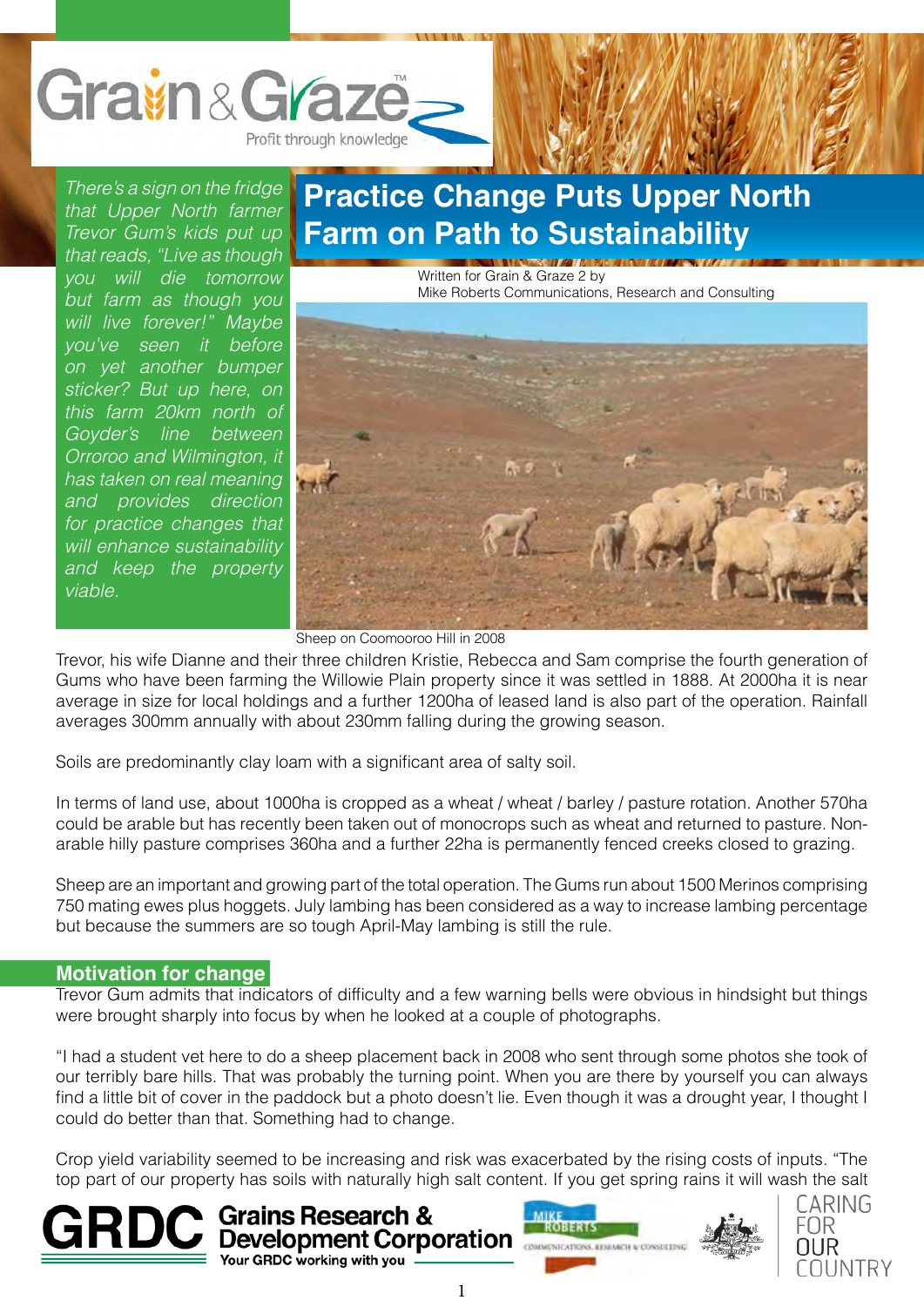Grain & Graze — Profit through knowledge

# Practice Change Puts Upper North Farm on Path to Sustainability

*There's a sign on the fridge that Upper North farmer Trevor Gum's kids put up that reads, "Live as though you will die tomorrow but farm as though you will live forever!" Maybe you've seen it before on yet another bumper sticker? But up here, on this farm 20km north of Goyder's line between Orroroo and Wilmington, it has taken on real meaning and provides direction for practice changes that will enhance sustainability and keep the property viable.*

Written for Grain & Graze 2 by
Mike Roberts Communications, Research and Consulting

Sheep on Coomooroo Hill in 2008

Trevor, his wife Dianne and their three children Kristie, Rebecca and Sam comprise the fourth generation of Gums who have been farming the Willowie Plain property since it was settled in 1888. At 2000ha it is near average in size for local holdings and a further 1200ha of leased land is also part of the operation. Rainfall averages 300mm annually with about 230mm falling during the growing season.

Soils are predominantly clay loam with a significant area of salty soil.

In terms of land use, about 1000ha is cropped as a wheat / wheat / barley / pasture rotation. Another 570ha could be arable but has recently been taken out of monocrops such as wheat and returned to pasture. Non-arable hilly pasture comprises 360ha and a further 22ha is permanently fenced creeks closed to grazing.

Sheep are an important and growing part of the total operation. The Gums run about 1500 Merinos comprising 750 mating ewes plus hoggets. July lambing has been considered as a way to increase lambing percentage but because the summers are so tough April-May lambing is still the rule.

## Motivation for change

Trevor Gum admits that indicators of difficulty and a few warning bells were obvious in hindsight but things were brought sharply into focus by when he looked at a couple of photographs.

"I had a student vet here to do a sheep placement back in 2008 who sent through some photos she took of our terribly bare hills. That was probably the turning point. When you are there by yourself you can always find a little bit of cover in the paddock but a photo doesn't lie. Even though it was a drought year, I thought I could do better than that. Something had to change.

Crop yield variability seemed to be increasing and risk was exacerbated by the rising costs of inputs. "The top part of our property has soils with naturally high salt content. If you get spring rains it will wash the salt

GRDC Grains Research & Development Corporation — Your GRDC working with you

Mike Roberts Communications, Research & Consulting

Caring for our Country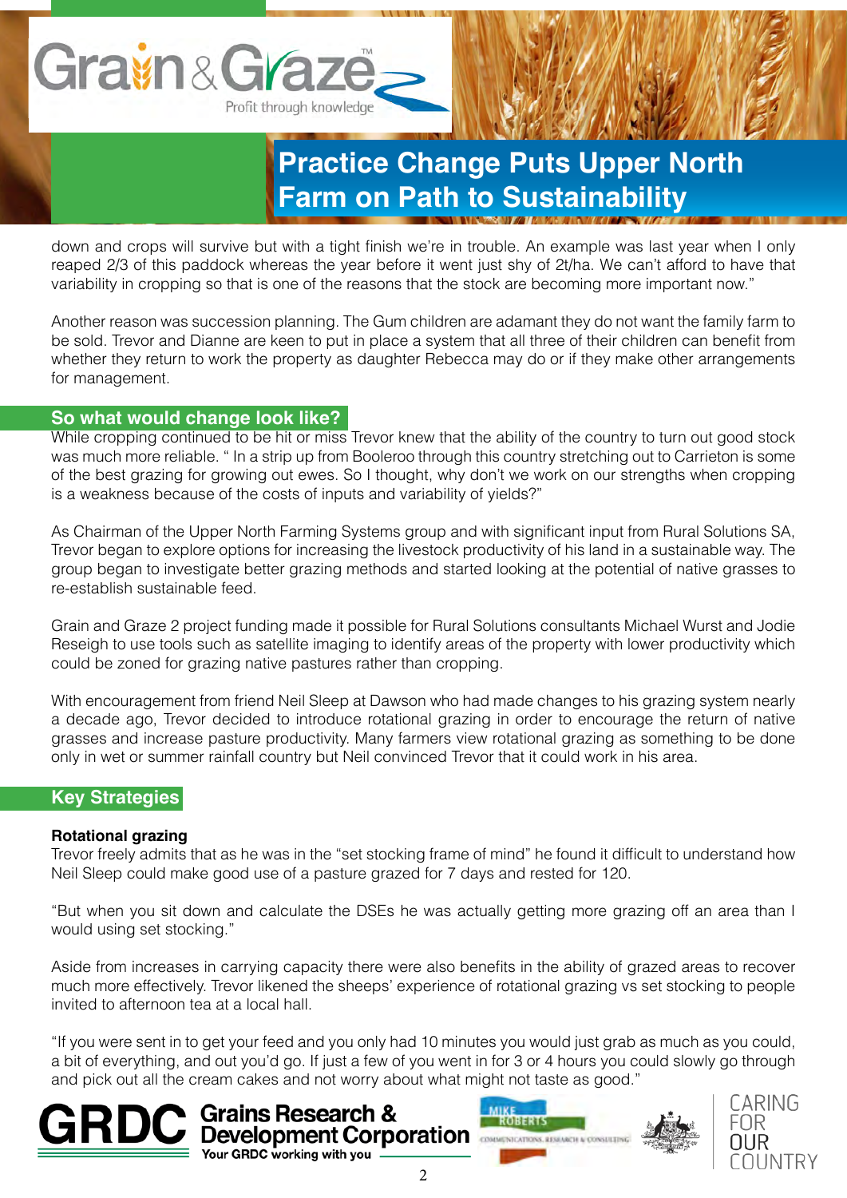down and crops will survive but with a tight finish we're in trouble. An example was last year when I only reaped 2/3 of this paddock whereas the year before it went just shy of 2t/ha. We can't afford to have that variability in cropping so that is one of the reasons that the stock are becoming more important now."

Another reason was succession planning. The Gum children are adamant they do not want the family farm to be sold. Trevor and Dianne are keen to put in place a system that all three of their children can benefit from whether they return to work the property as daughter Rebecca may do or if they make other arrangements for management.

## So what would change look like?

While cropping continued to be hit or miss Trevor knew that the ability of the country to turn out good stock was much more reliable. " In a strip up from Booleroo through this country stretching out to Carrieton is some of the best grazing for growing out ewes. So I thought, why don't we work on our strengths when cropping is a weakness because of the costs of inputs and variability of yields?"

As Chairman of the Upper North Farming Systems group and with significant input from Rural Solutions SA, Trevor began to explore options for increasing the livestock productivity of his land in a sustainable way. The group began to investigate better grazing methods and started looking at the potential of native grasses to re-establish sustainable feed.

Grain and Graze 2 project funding made it possible for Rural Solutions consultants Michael Wurst and Jodie Reseigh to use tools such as satellite imaging to identify areas of the property with lower productivity which could be zoned for grazing native pastures rather than cropping.

With encouragement from friend Neil Sleep at Dawson who had made changes to his grazing system nearly a decade ago, Trevor decided to introduce rotational grazing in order to encourage the return of native grasses and increase pasture productivity. Many farmers view rotational grazing as something to be done only in wet or summer rainfall country but Neil convinced Trevor that it could work in his area.

## Key Strategies

### Rotational grazing

Trevor freely admits that as he was in the "set stocking frame of mind" he found it difficult to understand how Neil Sleep could make good use of a pasture grazed for 7 days and rested for 120.

"But when you sit down and calculate the DSEs he was actually getting more grazing off an area than I would using set stocking."

Aside from increases in carrying capacity there were also benefits in the ability of grazed areas to recover much more effectively. Trevor likened the sheeps' experience of rotational grazing vs set stocking to people invited to afternoon tea at a local hall.

"If you were sent in to get your feed and you only had 10 minutes you would just grab as much as you could, a bit of everything, and out you'd go. If just a few of you went in for 3 or 4 hours you could slowly go through and pick out all the cream cakes and not worry about what might not taste as good."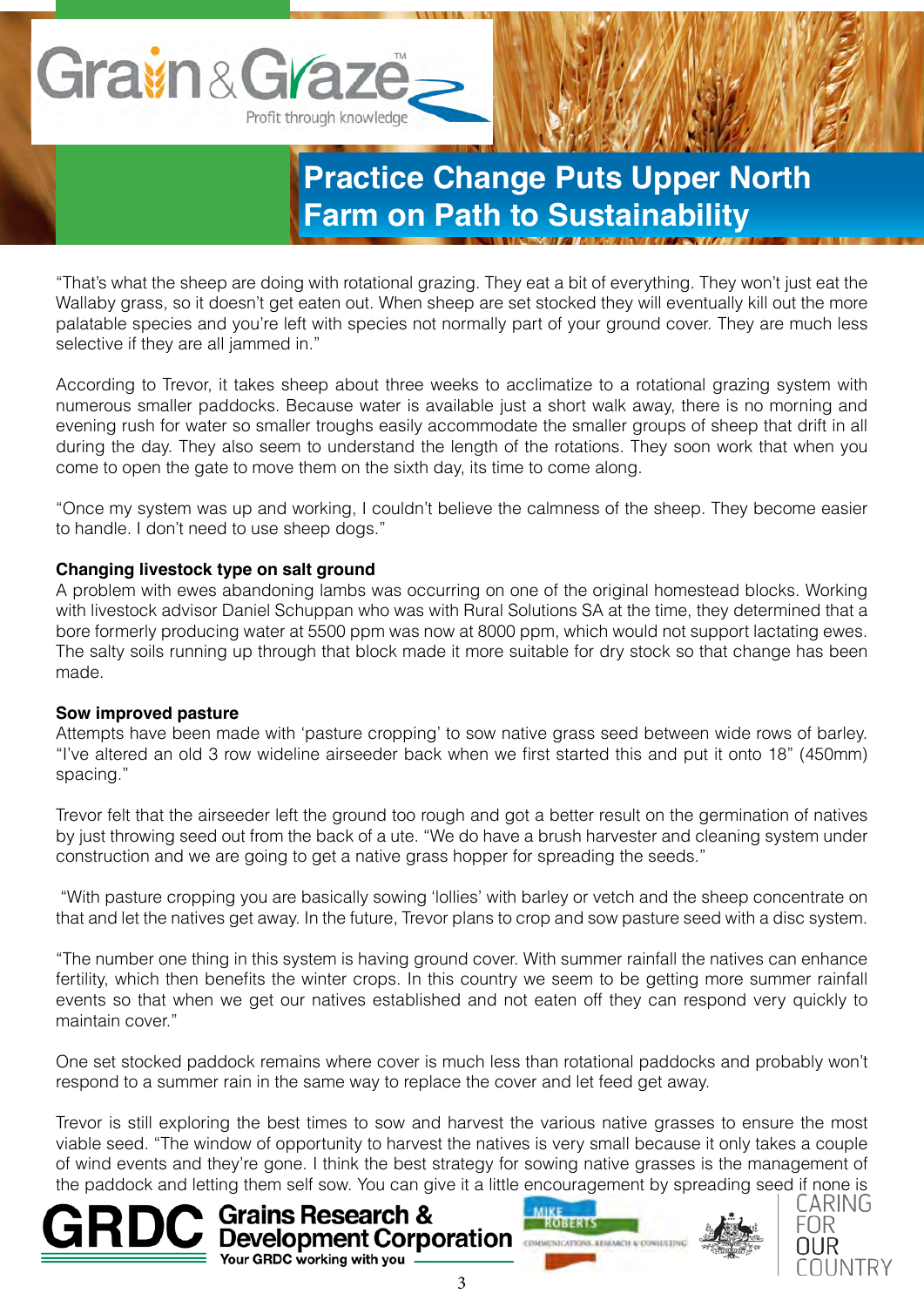# Practice Change Puts Upper North Farm on Path to Sustainability

"That's what the sheep are doing with rotational grazing. They eat a bit of everything. They won't just eat the Wallaby grass, so it doesn't get eaten out. When sheep are set stocked they will eventually kill out the more palatable species and you're left with species not normally part of your ground cover. They are much less selective if they are all jammed in."

According to Trevor, it takes sheep about three weeks to acclimatize to a rotational grazing system with numerous smaller paddocks. Because water is available just a short walk away, there is no morning and evening rush for water so smaller troughs easily accommodate the smaller groups of sheep that drift in all during the day. They also seem to understand the length of the rotations. They soon work that when you come to open the gate to move them on the sixth day, its time to come along.

"Once my system was up and working, I couldn't believe the calmness of the sheep. They become easier to handle. I don't need to use sheep dogs."

**Changing livestock type on salt ground**

A problem with ewes abandoning lambs was occurring on one of the original homestead blocks. Working with livestock advisor Daniel Schuppan who was with Rural Solutions SA at the time, they determined that a bore formerly producing water at 5500 ppm was now at 8000 ppm, which would not support lactating ewes. The salty soils running up through that block made it more suitable for dry stock so that change has been made.

**Sow improved pasture**

Attempts have been made with 'pasture cropping' to sow native grass seed between wide rows of barley. "I've altered an old 3 row wideline airseeder back when we first started this and put it onto 18" (450mm) spacing."

Trevor felt that the airseeder left the ground too rough and got a better result on the germination of natives by just throwing seed out from the back of a ute. "We do have a brush harvester and cleaning system under construction and we are going to get a native grass hopper for spreading the seeds."

"With pasture cropping you are basically sowing 'lollies' with barley or vetch and the sheep concentrate on that and let the natives get away. In the future, Trevor plans to crop and sow pasture seed with a disc system.

"The number one thing in this system is having ground cover. With summer rainfall the natives can enhance fertility, which then benefits the winter crops. In this country we seem to be getting more summer rainfall events so that when we get our natives established and not eaten off they can respond very quickly to maintain cover."

One set stocked paddock remains where cover is much less than rotational paddocks and probably won't respond to a summer rain in the same way to replace the cover and let feed get away.

Trevor is still exploring the best times to sow and harvest the various native grasses to ensure the most viable seed. "The window of opportunity to harvest the natives is very small because it only takes a couple of wind events and they're gone. I think the best strategy for sowing native grasses is the management of the paddock and letting them self sow. You can give it a little encouragement by spreading seed if none is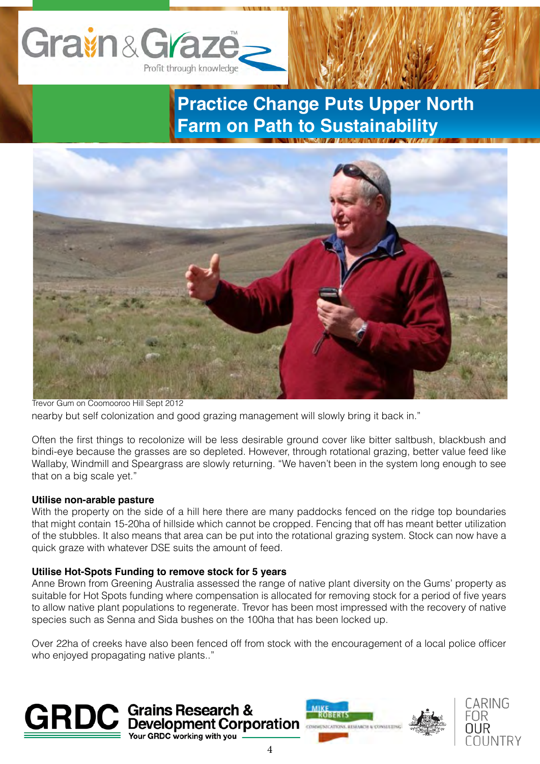# Practice Change Puts Upper North Farm on Path to Sustainability

Trevor Gum on Coomooroo Hill Sept 2012

nearby but self colonization and good grazing management will slowly bring it back in."

Often the first things to recolonize will be less desirable ground cover like bitter saltbush, blackbush and bindi-eye because the grasses are so depleted. However, through rotational grazing, better value feed like Wallaby, Windmill and Speargrass are slowly returning. "We haven't been in the system long enough to see that on a big scale yet."

**Utilise non-arable pasture**

With the property on the side of a hill here there are many paddocks fenced on the ridge top boundaries that might contain 15-20ha of hillside which cannot be cropped. Fencing that off has meant better utilization of the stubbles. It also means that area can be put into the rotational grazing system. Stock can now have a quick graze with whatever DSE suits the amount of feed.

**Utilise Hot-Spots Funding to remove stock for 5 years**

Anne Brown from Greening Australia assessed the range of native plant diversity on the Gums' property as suitable for Hot Spots funding where compensation is allocated for removing stock for a period of five years to allow native plant populations to regenerate. Trevor has been most impressed with the recovery of native species such as Senna and Sida bushes on the 100ha that has been locked up.

Over 22ha of creeks have also been fenced off from stock with the encouragement of a local police officer who enjoyed propagating native plants.."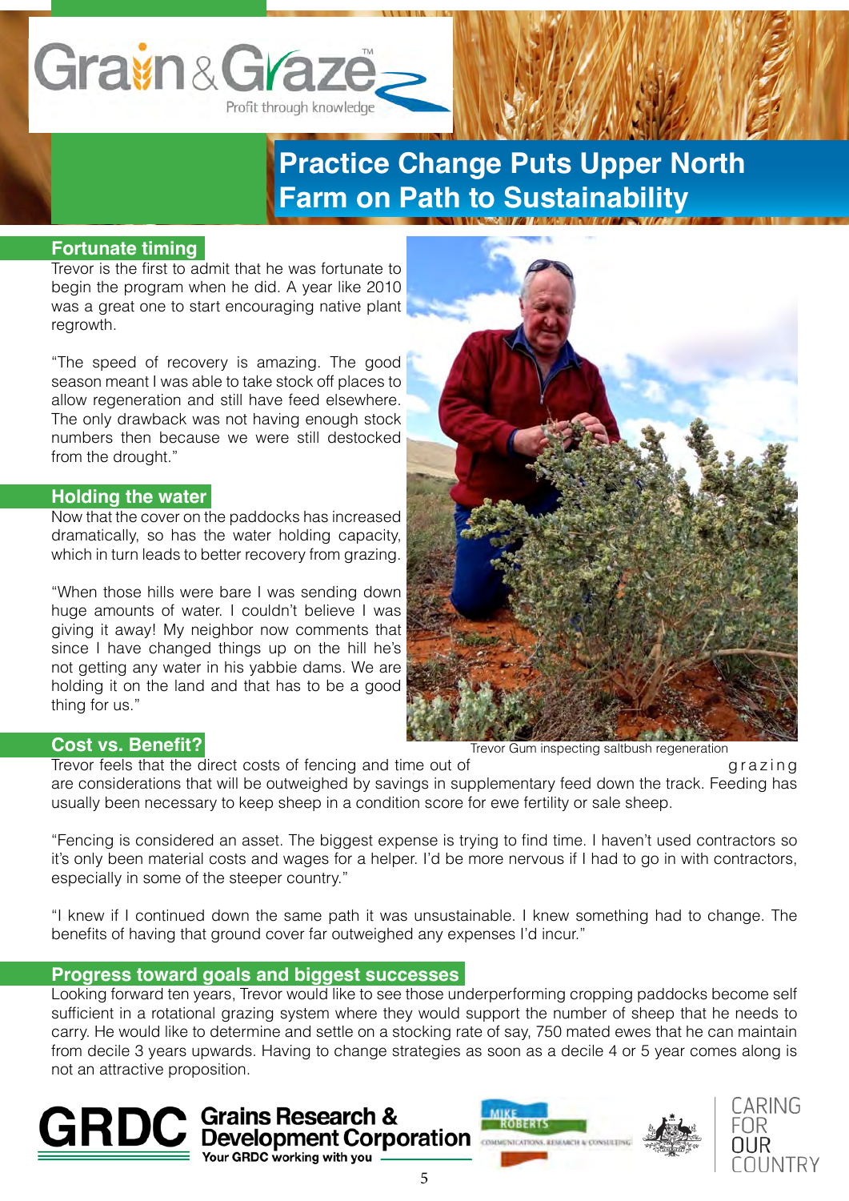# Practice Change Puts Upper North Farm on Path to Sustainability

## Fortunate timing

Trevor is the first to admit that he was fortunate to begin the program when he did. A year like 2010 was a great one to start encouraging native plant regrowth.

"The speed of recovery is amazing. The good season meant I was able to take stock off places to allow regeneration and still have feed elsewhere. The only drawback was not having enough stock numbers then because we were still destocked from the drought."

## Holding the water

Now that the cover on the paddocks has increased dramatically, so has the water holding capacity, which in turn leads to better recovery from grazing.

"When those hills were bare I was sending down huge amounts of water. I couldn't believe I was giving it away! My neighbor now comments that since I have changed things up on the hill he's not getting any water in his yabbie dams. We are holding it on the land and that has to be a good thing for us."

Trevor Gum inspecting saltbush regeneration

## Cost vs. Benefit?

Trevor feels that the direct costs of fencing and time out of grazing are considerations that will be outweighed by savings in supplementary feed down the track. Feeding has usually been necessary to keep sheep in a condition score for ewe fertility or sale sheep.

"Fencing is considered an asset. The biggest expense is trying to find time. I haven't used contractors so it's only been material costs and wages for a helper. I'd be more nervous if I had to go in with contractors, especially in some of the steeper country."

"I knew if I continued down the same path it was unsustainable. I knew something had to change. The benefits of having that ground cover far outweighed any expenses I'd incur."

## Progress toward goals and biggest successes

Looking forward ten years, Trevor would like to see those underperforming cropping paddocks become self sufficient in a rotational grazing system where they would support the number of sheep that he needs to carry. He would like to determine and settle on a stocking rate of say, 750 mated ewes that he can maintain from decile 3 years upwards. Having to change strategies as soon as a decile 4 or 5 year comes along is not an attractive proposition.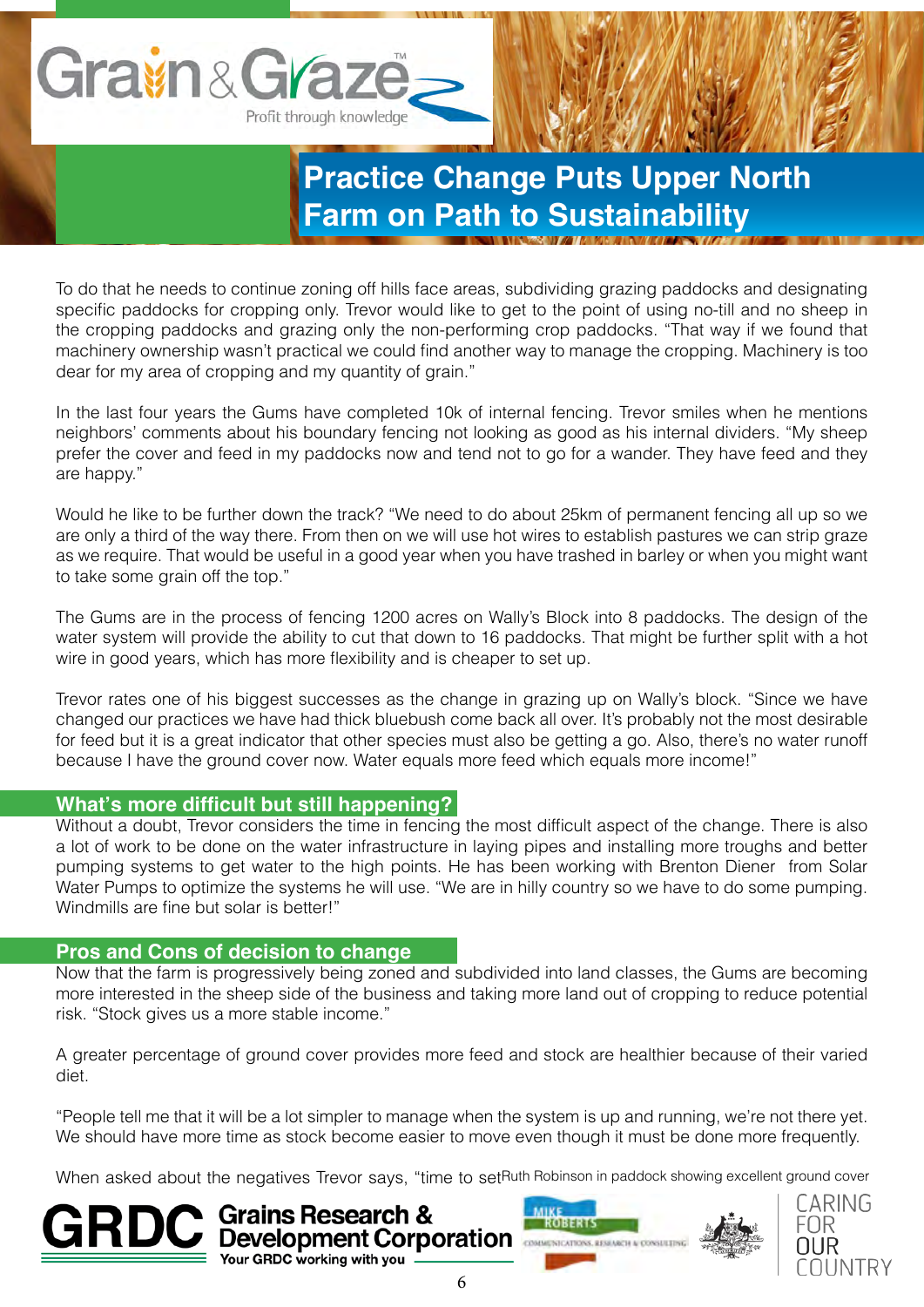# Practice Change Puts Upper North Farm on Path to Sustainability

To do that he needs to continue zoning off hills face areas, subdividing grazing paddocks and designating specific paddocks for cropping only. Trevor would like to get to the point of using no-till and no sheep in the cropping paddocks and grazing only the non-performing crop paddocks. "That way if we found that machinery ownership wasn't practical we could find another way to manage the cropping. Machinery is too dear for my area of cropping and my quantity of grain."

In the last four years the Gums have completed 10k of internal fencing. Trevor smiles when he mentions neighbors' comments about his boundary fencing not looking as good as his internal dividers. "My sheep prefer the cover and feed in my paddocks now and tend not to go for a wander. They have feed and they are happy."

Would he like to be further down the track? "We need to do about 25km of permanent fencing all up so we are only a third of the way there. From then on we will use hot wires to establish pastures we can strip graze as we require. That would be useful in a good year when you have trashed in barley or when you might want to take some grain off the top."

The Gums are in the process of fencing 1200 acres on Wally's Block into 8 paddocks. The design of the water system will provide the ability to cut that down to 16 paddocks. That might be further split with a hot wire in good years, which has more flexibility and is cheaper to set up.

Trevor rates one of his biggest successes as the change in grazing up on Wally's block. "Since we have changed our practices we have had thick bluebush come back all over. It's probably not the most desirable for feed but it is a great indicator that other species must also be getting a go. Also, there's no water runoff because I have the ground cover now. Water equals more feed which equals more income!"

## What's more difficult but still happening?

Without a doubt, Trevor considers the time in fencing the most difficult aspect of the change. There is also a lot of work to be done on the water infrastructure in laying pipes and installing more troughs and better pumping systems to get water to the high points. He has been working with Brenton Diener from Solar Water Pumps to optimize the systems he will use. "We are in hilly country so we have to do some pumping. Windmills are fine but solar is better!"

## Pros and Cons of decision to change

Now that the farm is progressively being zoned and subdivided into land classes, the Gums are becoming more interested in the sheep side of the business and taking more land out of cropping to reduce potential risk. "Stock gives us a more stable income."

A greater percentage of ground cover provides more feed and stock are healthier because of their varied diet.

"People tell me that it will be a lot simpler to manage when the system is up and running, we're not there yet. We should have more time as stock become easier to move even though it must be done more frequently.

When asked about the negatives Trevor says, "time to set

Ruth Robinson in paddock showing excellent ground cover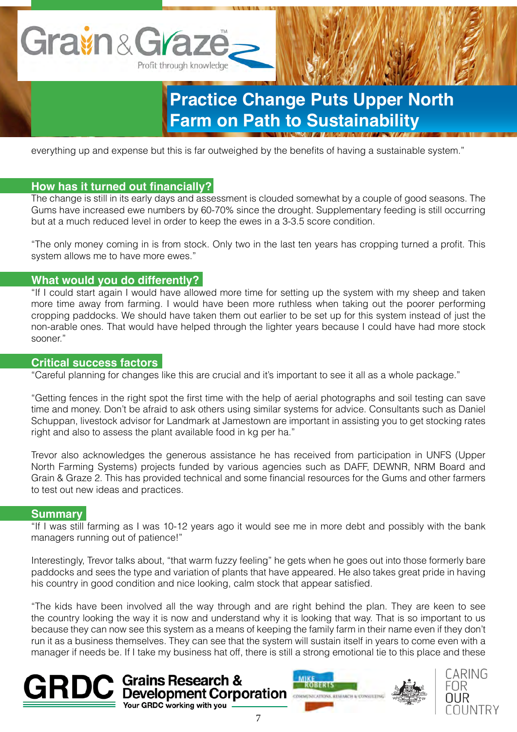everything up and expense but this is far outweighed by the benefits of having a sustainable system."

## How has it turned out financially?

The change is still in its early days and assessment is clouded somewhat by a couple of good seasons. The Gums have increased ewe numbers by 60-70% since the drought. Supplementary feeding is still occurring but at a much reduced level in order to keep the ewes in a 3-3.5 score condition.

"The only money coming in is from stock. Only two in the last ten years has cropping turned a profit. This system allows me to have more ewes."

## What would you do differently?

"If I could start again I would have allowed more time for setting up the system with my sheep and taken more time away from farming. I would have been more ruthless when taking out the poorer performing cropping paddocks. We should have taken them out earlier to be set up for this system instead of just the non-arable ones. That would have helped through the lighter years because I could have had more stock sooner."

## Critical success factors

"Careful planning for changes like this are crucial and it's important to see it all as a whole package."

"Getting fences in the right spot the first time with the help of aerial photographs and soil testing can save time and money. Don't be afraid to ask others using similar systems for advice. Consultants such as Daniel Schuppan, livestock advisor for Landmark at Jamestown are important in assisting you to get stocking rates right and also to assess the plant available food in kg per ha."

Trevor also acknowledges the generous assistance he has received from participation in UNFS (Upper North Farming Systems) projects funded by various agencies such as DAFF, DEWNR, NRM Board and Grain & Graze 2. This has provided technical and some financial resources for the Gums and other farmers to test out new ideas and practices.

## Summary

"If I was still farming as I was 10-12 years ago it would see me in more debt and possibly with the bank managers running out of patience!"

Interestingly, Trevor talks about, "that warm fuzzy feeling" he gets when he goes out into those formerly bare paddocks and sees the type and variation of plants that have appeared. He also takes great pride in having his country in good condition and nice looking, calm stock that appear satisfied.

"The kids have been involved all the way through and are right behind the plan. They are keen to see the country looking the way it is now and understand why it is looking that way. That is so important to us because they can now see this system as a means of keeping the family farm in their name even if they don't run it as a business themselves. They can see that the system will sustain itself in years to come even with a manager if needs be. If I take my business hat off, there is still a strong emotional tie to this place and these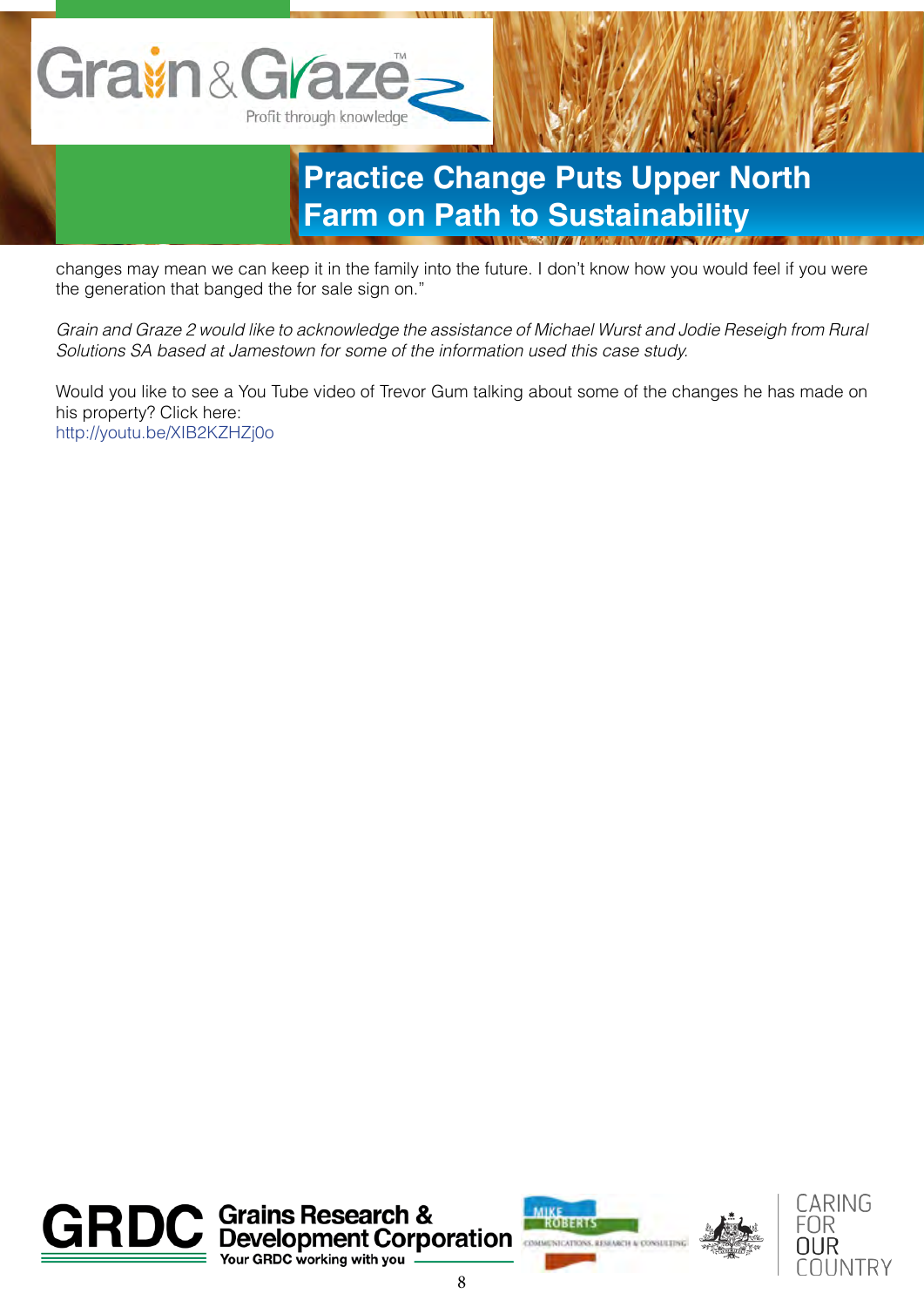changes may mean we can keep it in the family into the future. I don't know how you would feel if you were the generation that banged the for sale sign on."

*Grain and Graze 2 would like to acknowledge the assistance of Michael Wurst and Jodie Reseigh from Rural Solutions SA based at Jamestown for some of the information used this case study.*

Would you like to see a You Tube video of Trevor Gum talking about some of the changes he has made on his property? Click here:
http://youtu.be/XIB2KZHZj0o